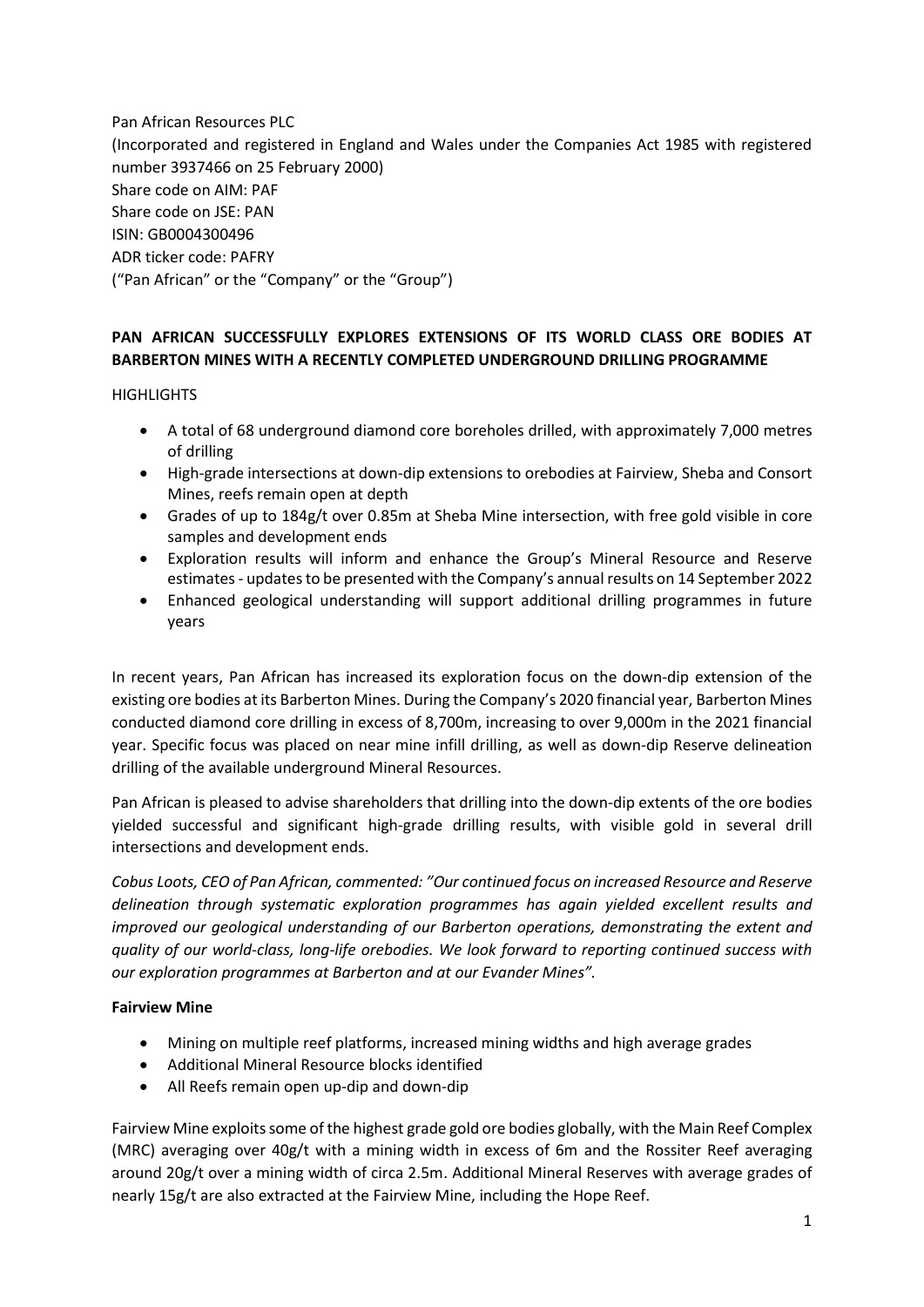Pan African Resources PLC
(Incorporated and registered in England and Wales under the Companies Act 1985 with registered number 3937466 on 25 February 2000)
Share code on AIM: PAF
Share code on JSE: PAN
ISIN: GB0004300496
ADR ticker code: PAFRY
("Pan African" or the "Company" or the "Group")

**PAN AFRICAN SUCCESSFULLY EXPLORES EXTENSIONS OF ITS WORLD CLASS ORE BODIES AT BARBERTON MINES WITH A RECENTLY COMPLETED UNDERGROUND DRILLING PROGRAMME**

HIGHLIGHTS

- A total of 68 underground diamond core boreholes drilled, with approximately 7,000 metres of drilling
- High-grade intersections at down-dip extensions to orebodies at Fairview, Sheba and Consort Mines, reefs remain open at depth
- Grades of up to 184g/t over 0.85m at Sheba Mine intersection, with free gold visible in core samples and development ends
- Exploration results will inform and enhance the Group's Mineral Resource and Reserve estimates - updates to be presented with the Company's annual results on 14 September 2022
- Enhanced geological understanding will support additional drilling programmes in future years

In recent years, Pan African has increased its exploration focus on the down-dip extension of the existing ore bodies at its Barberton Mines. During the Company's 2020 financial year, Barberton Mines conducted diamond core drilling in excess of 8,700m, increasing to over 9,000m in the 2021 financial year. Specific focus was placed on near mine infill drilling, as well as down-dip Reserve delineation drilling of the available underground Mineral Resources.

Pan African is pleased to advise shareholders that drilling into the down-dip extents of the ore bodies yielded successful and significant high-grade drilling results, with visible gold in several drill intersections and development ends.

*Cobus Loots, CEO of Pan African, commented: "Our continued focus on increased Resource and Reserve delineation through systematic exploration programmes has again yielded excellent results and improved our geological understanding of our Barberton operations, demonstrating the extent and quality of our world-class, long-life orebodies. We look forward to reporting continued success with our exploration programmes at Barberton and at our Evander Mines".*

**Fairview Mine**

- Mining on multiple reef platforms, increased mining widths and high average grades
- Additional Mineral Resource blocks identified
- All Reefs remain open up-dip and down-dip

Fairview Mine exploits some of the highest grade gold ore bodies globally, with the Main Reef Complex (MRC) averaging over 40g/t with a mining width in excess of 6m and the Rossiter Reef averaging around 20g/t over a mining width of circa 2.5m. Additional Mineral Reserves with average grades of nearly 15g/t are also extracted at the Fairview Mine, including the Hope Reef.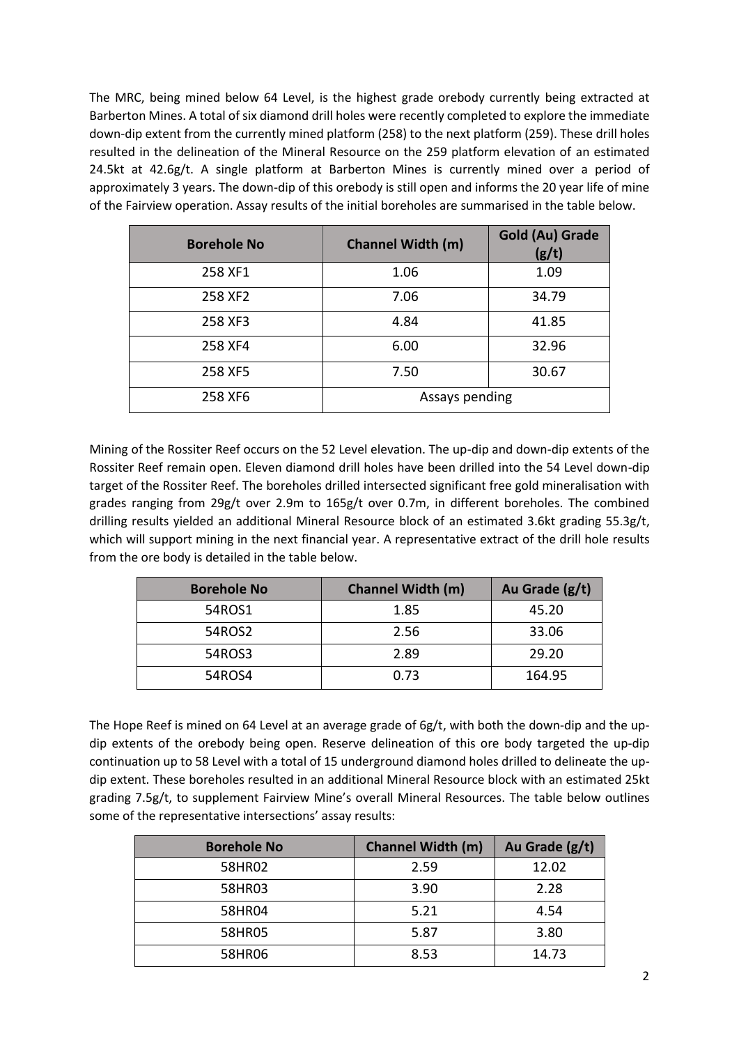The MRC, being mined below 64 Level, is the highest grade orebody currently being extracted at Barberton Mines. A total of six diamond drill holes were recently completed to explore the immediate down-dip extent from the currently mined platform (258) to the next platform (259). These drill holes resulted in the delineation of the Mineral Resource on the 259 platform elevation of an estimated 24.5kt at 42.6g/t. A single platform at Barberton Mines is currently mined over a period of approximately 3 years. The down-dip of this orebody is still open and informs the 20 year life of mine of the Fairview operation. Assay results of the initial boreholes are summarised in the table below.

| Borehole No | Channel Width (m) | Gold (Au) Grade (g/t) |
|---|---|---|
| 258 XF1 | 1.06 | 1.09 |
| 258 XF2 | 7.06 | 34.79 |
| 258 XF3 | 4.84 | 41.85 |
| 258 XF4 | 6.00 | 32.96 |
| 258 XF5 | 7.50 | 30.67 |
| 258 XF6 | Assays pending | |

Mining of the Rossiter Reef occurs on the 52 Level elevation. The up-dip and down-dip extents of the Rossiter Reef remain open. Eleven diamond drill holes have been drilled into the 54 Level down-dip target of the Rossiter Reef. The boreholes drilled intersected significant free gold mineralisation with grades ranging from 29g/t over 2.9m to 165g/t over 0.7m, in different boreholes. The combined drilling results yielded an additional Mineral Resource block of an estimated 3.6kt grading 55.3g/t, which will support mining in the next financial year. A representative extract of the drill hole results from the ore body is detailed in the table below.

| Borehole No | Channel Width (m) | Au Grade (g/t) |
|---|---|---|
| 54ROS1 | 1.85 | 45.20 |
| 54ROS2 | 2.56 | 33.06 |
| 54ROS3 | 2.89 | 29.20 |
| 54ROS4 | 0.73 | 164.95 |

The Hope Reef is mined on 64 Level at an average grade of 6g/t, with both the down-dip and the up-dip extents of the orebody being open. Reserve delineation of this ore body targeted the up-dip continuation up to 58 Level with a total of 15 underground diamond holes drilled to delineate the up-dip extent. These boreholes resulted in an additional Mineral Resource block with an estimated 25kt grading 7.5g/t, to supplement Fairview Mine's overall Mineral Resources. The table below outlines some of the representative intersections' assay results:

| Borehole No | Channel Width (m) | Au Grade (g/t) |
|---|---|---|
| 58HR02 | 2.59 | 12.02 |
| 58HR03 | 3.90 | 2.28 |
| 58HR04 | 5.21 | 4.54 |
| 58HR05 | 5.87 | 3.80 |
| 58HR06 | 8.53 | 14.73 |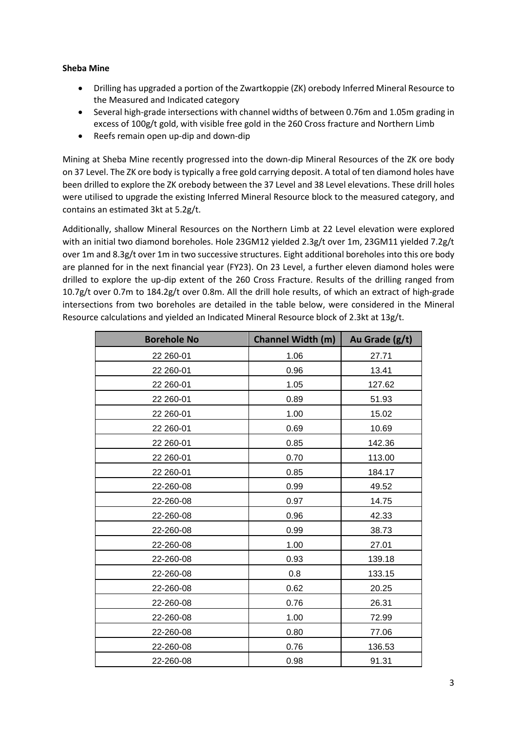**Sheba Mine**

- Drilling has upgraded a portion of the Zwartkoppie (ZK) orebody Inferred Mineral Resource to the Measured and Indicated category
- Several high-grade intersections with channel widths of between 0.76m and 1.05m grading in excess of 100g/t gold, with visible free gold in the 260 Cross fracture and Northern Limb
- Reefs remain open up-dip and down-dip

Mining at Sheba Mine recently progressed into the down-dip Mineral Resources of the ZK ore body on 37 Level. The ZK ore body is typically a free gold carrying deposit. A total of ten diamond holes have been drilled to explore the ZK orebody between the 37 Level and 38 Level elevations. These drill holes were utilised to upgrade the existing Inferred Mineral Resource block to the measured category, and contains an estimated 3kt at 5.2g/t.

Additionally, shallow Mineral Resources on the Northern Limb at 22 Level elevation were explored with an initial two diamond boreholes. Hole 23GM12 yielded 2.3g/t over 1m, 23GM11 yielded 7.2g/t over 1m and 8.3g/t over 1m in two successive structures. Eight additional boreholes into this ore body are planned for in the next financial year (FY23). On 23 Level, a further eleven diamond holes were drilled to explore the up-dip extent of the 260 Cross Fracture. Results of the drilling ranged from 10.7g/t over 0.7m to 184.2g/t over 0.8m. All the drill hole results, of which an extract of high-grade intersections from two boreholes are detailed in the table below, were considered in the Mineral Resource calculations and yielded an Indicated Mineral Resource block of 2.3kt at 13g/t.

| Borehole No | Channel Width (m) | Au Grade (g/t) |
|---|---|---|
| 22 260-01 | 1.06 | 27.71 |
| 22 260-01 | 0.96 | 13.41 |
| 22 260-01 | 1.05 | 127.62 |
| 22 260-01 | 0.89 | 51.93 |
| 22 260-01 | 1.00 | 15.02 |
| 22 260-01 | 0.69 | 10.69 |
| 22 260-01 | 0.85 | 142.36 |
| 22 260-01 | 0.70 | 113.00 |
| 22 260-01 | 0.85 | 184.17 |
| 22-260-08 | 0.99 | 49.52 |
| 22-260-08 | 0.97 | 14.75 |
| 22-260-08 | 0.96 | 42.33 |
| 22-260-08 | 0.99 | 38.73 |
| 22-260-08 | 1.00 | 27.01 |
| 22-260-08 | 0.93 | 139.18 |
| 22-260-08 | 0.8 | 133.15 |
| 22-260-08 | 0.62 | 20.25 |
| 22-260-08 | 0.76 | 26.31 |
| 22-260-08 | 1.00 | 72.99 |
| 22-260-08 | 0.80 | 77.06 |
| 22-260-08 | 0.76 | 136.53 |
| 22-260-08 | 0.98 | 91.31 |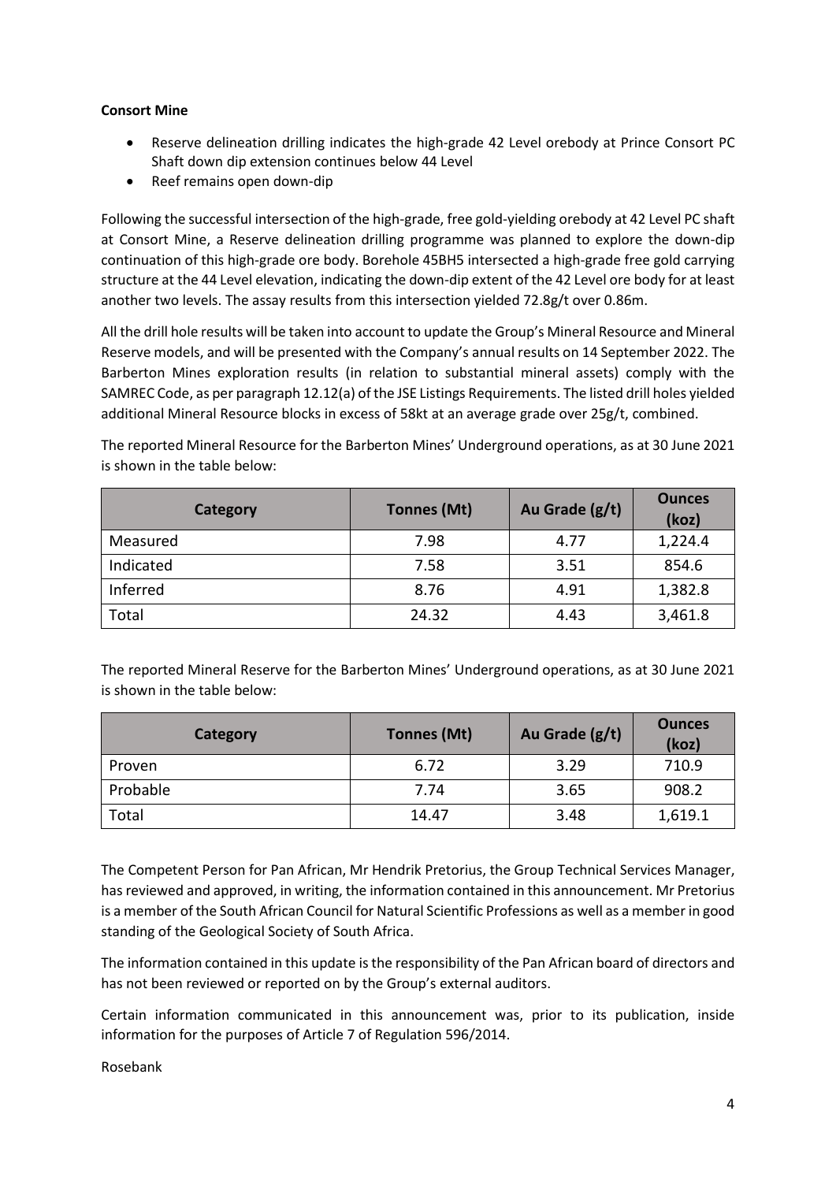**Consort Mine**

- Reserve delineation drilling indicates the high-grade 42 Level orebody at Prince Consort PC Shaft down dip extension continues below 44 Level
- Reef remains open down-dip

Following the successful intersection of the high-grade, free gold-yielding orebody at 42 Level PC shaft at Consort Mine, a Reserve delineation drilling programme was planned to explore the down-dip continuation of this high-grade ore body. Borehole 45BH5 intersected a high-grade free gold carrying structure at the 44 Level elevation, indicating the down-dip extent of the 42 Level ore body for at least another two levels. The assay results from this intersection yielded 72.8g/t over 0.86m.

All the drill hole results will be taken into account to update the Group's Mineral Resource and Mineral Reserve models, and will be presented with the Company's annual results on 14 September 2022. The Barberton Mines exploration results (in relation to substantial mineral assets) comply with the SAMREC Code, as per paragraph 12.12(a) of the JSE Listings Requirements. The listed drill holes yielded additional Mineral Resource blocks in excess of 58kt at an average grade over 25g/t, combined.

The reported Mineral Resource for the Barberton Mines' Underground operations, as at 30 June 2021 is shown in the table below:

| Category | Tonnes (Mt) | Au Grade (g/t) | Ounces (koz) |
|---|---|---|---|
| Measured | 7.98 | 4.77 | 1,224.4 |
| Indicated | 7.58 | 3.51 | 854.6 |
| Inferred | 8.76 | 4.91 | 1,382.8 |
| Total | 24.32 | 4.43 | 3,461.8 |

The reported Mineral Reserve for the Barberton Mines' Underground operations, as at 30 June 2021 is shown in the table below:

| Category | Tonnes (Mt) | Au Grade (g/t) | Ounces (koz) |
|---|---|---|---|
| Proven | 6.72 | 3.29 | 710.9 |
| Probable | 7.74 | 3.65 | 908.2 |
| Total | 14.47 | 3.48 | 1,619.1 |

The Competent Person for Pan African, Mr Hendrik Pretorius, the Group Technical Services Manager, has reviewed and approved, in writing, the information contained in this announcement. Mr Pretorius is a member of the South African Council for Natural Scientific Professions as well as a member in good standing of the Geological Society of South Africa.

The information contained in this update is the responsibility of the Pan African board of directors and has not been reviewed or reported on by the Group's external auditors.

Certain information communicated in this announcement was, prior to its publication, inside information for the purposes of Article 7 of Regulation 596/2014.

Rosebank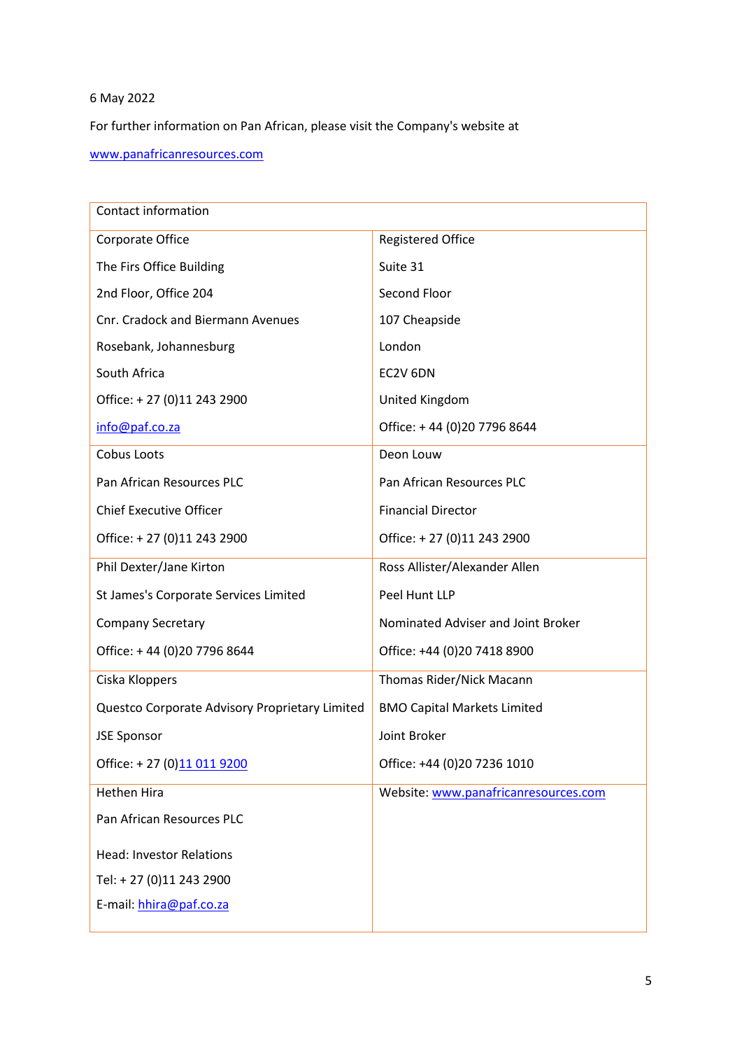6 May 2022

For further information on Pan African, please visit the Company's website at

www.panafricanresources.com

| Contact information | |
|---|---|
| Corporate Office<br>The Firs Office Building<br>2nd Floor, Office 204<br>Cnr. Cradock and Biermann Avenues<br>Rosebank, Johannesburg<br>South Africa<br>Office: + 27 (0)11 243 2900<br>info@paf.co.za | Registered Office<br>Suite 31<br>Second Floor<br>107 Cheapside<br>London<br>EC2V 6DN<br>United Kingdom<br>Office: + 44 (0)20 7796 8644 |
| Cobus Loots<br>Pan African Resources PLC<br>Chief Executive Officer<br>Office: + 27 (0)11 243 2900 | Deon Louw<br>Pan African Resources PLC<br>Financial Director<br>Office: + 27 (0)11 243 2900 |
| Phil Dexter/Jane Kirton<br>St James's Corporate Services Limited<br>Company Secretary<br>Office: + 44 (0)20 7796 8644 | Ross Allister/Alexander Allen<br>Peel Hunt LLP<br>Nominated Adviser and Joint Broker<br>Office: +44 (0)20 7418 8900 |
| Ciska Kloppers<br>Questco Corporate Advisory Proprietary Limited<br>JSE Sponsor<br>Office: + 27 (0)11 011 9200 | Thomas Rider/Nick Macann<br>BMO Capital Markets Limited<br>Joint Broker<br>Office: +44 (0)20 7236 1010 |
| Hethen Hira<br>Pan African Resources PLC<br>Head: Investor Relations<br>Tel: + 27 (0)11 243 2900<br>E-mail: hhira@paf.co.za | Website: www.panafricanresources.com |